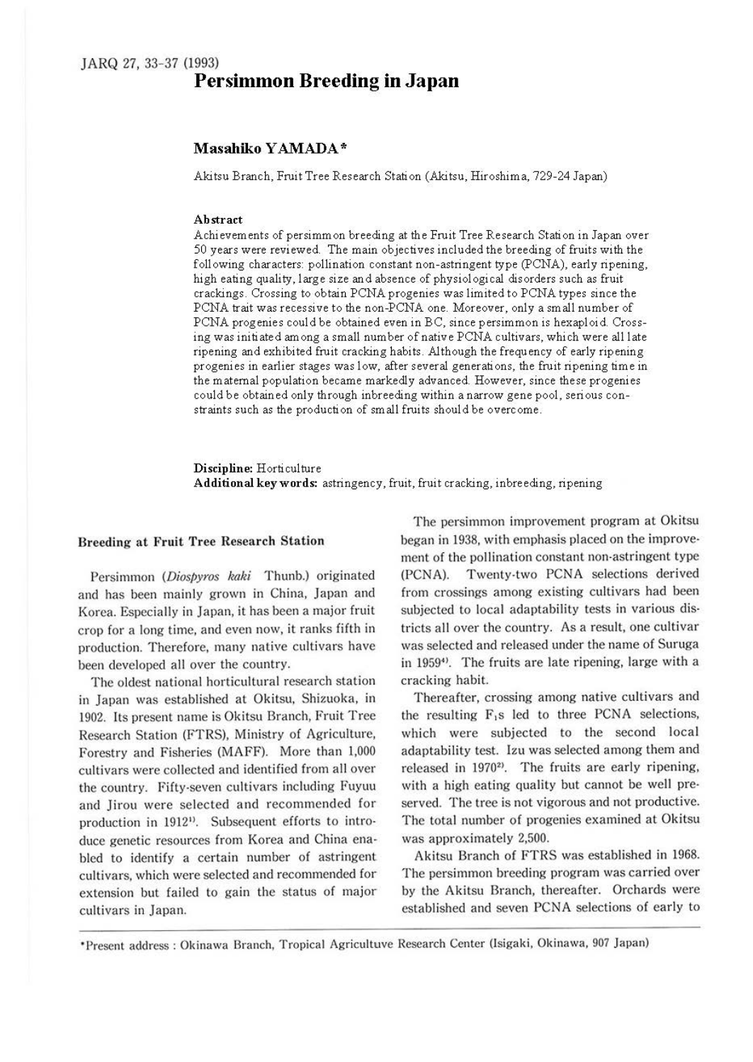# Persimmon Breeding in Japan

**Masahiko YAMADA***

Akitsu Branch, Fruit Tree Research Station (Akitsu, Hiroshima, 729-24 Japan)

**Abstract**

Achievements of persimmon breeding at the Fruit Tree Research Station in Japan over 50 years were reviewed. The main objectives included the breeding of fruits with the following characters: pollination constant non-astringent type (PCNA), early ripening, high eating quality, large size and absence of physiological disorders such as fruit crackings. Crossing to obtain PCNA progenies was limited to PCNA types since the PCNA trait was recessive to the non-PCNA one. Moreover, only a small number of PCNA progenies could be obtained even in BC, since persimmon is hexaploid. Crossing was initiated among a small number of native PCNA cultivars, which were all late ripening and exhibited fruit cracking habits. Although the frequency of early ripening progenies in earlier stages was low, after several generations, the fruit ripening time in the maternal population became markedly advanced. However, since these progenies could be obtained only through inbreeding within a narrow gene pool, serious constraints such as the production of small fruits should be overcome.

**Discipline:** Horticulture
**Additional key words:** astringency, fruit, fruit cracking, inbreeding, ripening

## Breeding at Fruit Tree Research Station

Persimmon (*Diospyros kaki* Thunb.) originated and has been mainly grown in China, Japan and Korea. Especially in Japan, it has been a major fruit crop for a long time, and even now, it ranks fifth in production. Therefore, many native cultivars have been developed all over the country.

The oldest national horticultural research station in Japan was established at Okitsu, Shizuoka, in 1902. Its present name is Okitsu Branch, Fruit Tree Research Station (FTRS), Ministry of Agriculture, Forestry and Fisheries (MAFF). More than 1,000 cultivars were collected and identified from all over the country. Fifty-seven cultivars including Fuyuu and Jirou were selected and recommended for production in 1912[1]. Subsequent efforts to introduce genetic resources from Korea and China enabled to identify a certain number of astringent cultivars, which were selected and recommended for extension but failed to gain the status of major cultivars in Japan.

The persimmon improvement program at Okitsu began in 1938, with emphasis placed on the improvement of the pollination constant non-astringent type (PCNA). Twenty-two PCNA selections derived from crossings among existing cultivars had been subjected to local adaptability tests in various districts all over the country. As a result, one cultivar was selected and released under the name of Suruga in 1959[4]. The fruits are late ripening, large with a cracking habit.

Thereafter, crossing among native cultivars and the resulting $F_1$s led to three PCNA selections, which were subjected to the second local adaptability test. Izu was selected among them and released in 1970[2]. The fruits are early ripening, with a high eating quality but cannot be well preserved. The tree is not vigorous and not productive. The total number of progenies examined at Okitsu was approximately 2,500.

Akitsu Branch of FTRS was established in 1968. The persimmon breeding program was carried over by the Akitsu Branch, thereafter. Orchards were established and seven PCNA selections of early to

*Present address : Okinawa Branch, Tropical Agricultuve Research Center (Isigaki, Okinawa, 907 Japan)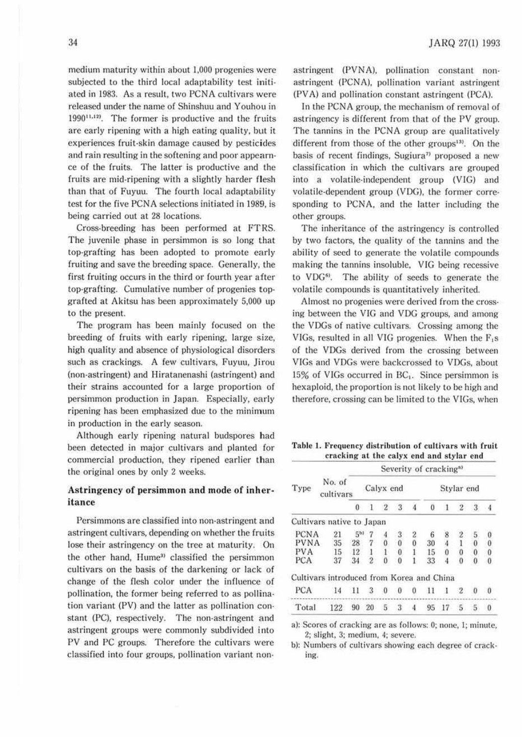medium maturity within about 1,000 progenies were subjected to the third local adaptability test initiated in 1983. As a result, two PCNA cultivars were released under the name of Shinshuu and Youhou in 1990[11,12]. The former is productive and the fruits are early ripening with a high eating quality, but it experiences fruit-skin damage caused by pesticides and rain resulting in the softening and poor appearance of the fruits. The latter is productive and the fruits are mid-ripening with a slightly harder flesh than that of Fuyuu. The fourth local adaptability test for the five PCNA selections initiated in 1989, is being carried out at 28 locations.

Cross-breeding has been performed at FTRS. The juvenile phase in persimmon is so long that top-grafting has been adopted to promote early fruiting and save the breeding space. Generally, the first fruiting occurs in the third or fourth year after top-grafting. Cumulative number of progenies top-grafted at Akitsu has been approximately 5,000 up to the present.

The program has been mainly focused on the breeding of fruits with early ripening, large size, high quality and absence of physiological disorders such as crackings. A few cultivars, Fuyuu, Jirou (non-astringent) and Hiratanenashi (astringent) and their strains accounted for a large proportion of persimmon production in Japan. Especially, early ripening has been emphasized due to the minimum in production in the early season.

Although early ripening natural budspores had been detected in major cultivars and planted for commercial production, they ripened earlier than the original ones by only 2 weeks.

## Astringency of persimmon and mode of inheritance

Persimmons are classified into non-astringent and astringent cultivars, depending on whether the fruits lose their astringency on the tree at maturity. On the other hand, Hume[3] classified the persimmon cultivars on the basis of the darkening or lack of change of the flesh color under the influence of pollination, the former being referred to as pollination variant (PV) and the latter as pollination constant (PC), respectively. The non-astringent and astringent groups were commonly subdivided into PV and PC groups. Therefore the cultivars were classified into four groups, pollination variant non-astringent (PVNA), pollination constant non-astringent (PCNA), pollination variant astringent (PVA) and pollination constant astringent (PCA).

In the PCNA group, the mechanism of removal of astringency is different from that of the PV group. The tannins in the PCNA group are qualitatively different from those of the other groups[13]. On the basis of recent findings, Sugiura[7] proposed a new classification in which the cultivars are grouped into a volatile-independent group (VIG) and volatile-dependent group (VDG), the former corresponding to PCNA, and the latter including the other groups.

The inheritance of the astringency is controlled by two factors, the quality of the tannins and the ability of seed to generate the volatile compounds making the tannins insoluble, VIG being recessive to VDG[6]. The ability of seeds to generate the volatile compounds is quantitatively inherited.

Almost no progenies were derived from the crossing between the VIG and VDG groups, and among the VDGs of native cultivars. Crossing among the VIGs, resulted in all VIG progenies. When the $F_1$s of the VDGs derived from the crossing between VIGs and VDGs were backcrossed to VDGs, about 15% of VIGs occurred in $BC_1$. Since persimmon is hexaploid, the proportion is not likely to be high and therefore, crossing can be limited to the VIGs, when

**Table 1. Frequency distribution of cultivars with fruit cracking at the calyx end and stylar end**

| Type | No. of cultivars | Severity of cracking[a] | | | | | | | | | |
|---|---|---|---|---|---|---|---|---|---|---|---|
| | | Calyx end | | | | | Stylar end | | | | |
| | | 0 | 1 | 2 | 3 | 4 | 0 | 1 | 2 | 3 | 4 |
| Cultivars native to Japan | | | | | | | | | | | |
| PCNA | 21 | 5[b] | 7 | 4 | 3 | 2 | 6 | 8 | 2 | 5 | 0 |
| PVNA | 35 | 28 | 7 | 0 | 0 | 0 | 30 | 4 | 1 | 0 | 0 |
| PVA | 15 | 12 | 1 | 1 | 0 | 1 | 15 | 0 | 0 | 0 | 0 |
| PCA | 37 | 34 | 2 | 0 | 0 | 1 | 33 | 4 | 0 | 0 | 0 |
| Cultivars introduced from Korea and China | | | | | | | | | | | |
| PCA | 14 | 11 | 3 | 0 | 0 | 0 | 11 | 1 | 2 | 0 | 0 |
| Total | 122 | 90 | 20 | 5 | 3 | 4 | 95 | 17 | 5 | 5 | 0 |

a): Scores of cracking are as follows: 0; none, 1; minute, 2; slight, 3; medium, 4; severe.

b): Numbers of cultivars showing each degree of cracking.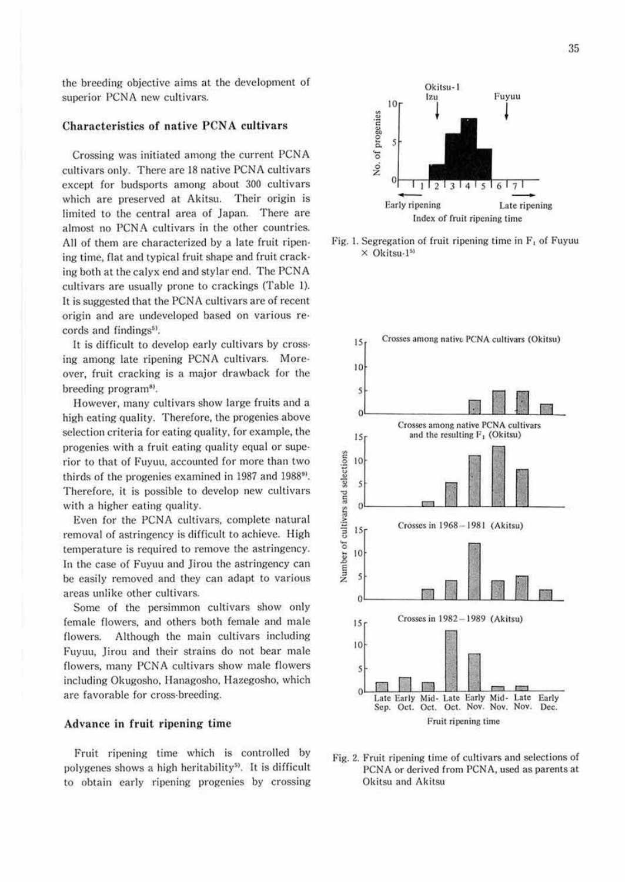the breeding objective aims at the development of superior PCNA new cultivars.

### Characteristics of native PCNA cultivars

Crossing was initiated among the current PCNA cultivars only. There are 18 native PCNA cultivars except for budsports among about 300 cultivars which are preserved at Akitsu. Their origin is limited to the central area of Japan. There are almost no PCNA cultivars in the other countries. All of them are characterized by a late fruit ripening time, flat and typical fruit shape and fruit cracking both at the calyx end and stylar end. The PCNA cultivars are usually prone to crackings (Table 1). It is suggested that the PCNA cultivars are of recent origin and are undeveloped based on various records and findings[5].

It is difficult to develop early cultivars by crossing among late ripening PCNA cultivars. Moreover, fruit cracking is a major drawback for the breeding program[8].

However, many cultivars show large fruits and a high eating quality. Therefore, the progenies above selection criteria for eating quality, for example, the progenies with a fruit eating quality equal or superior to that of Fuyuu, accounted for more than two thirds of the progenies examined in 1987 and 1988[9]. Therefore, it is possible to develop new cultivars with a higher eating quality.

Even for the PCNA cultivars, complete natural removal of astringency is difficult to achieve. High temperature is required to remove the astringency. In the case of Fuyuu and Jirou the astringency can be easily removed and they can adapt to various areas unlike other cultivars.

Some of the persimmon cultivars show only female flowers, and others both female and male flowers. Although the main cultivars including Fuyuu, Jirou and their strains do not bear male flowers, many PCNA cultivars show male flowers including Okugosho, Hanagosho, Hazegosho, which are favorable for cross-breeding.

### Advance in fruit ripening time

Fruit ripening time which is controlled by polygenes shows a high heritability[5]. It is difficult to obtain early ripening progenies by crossing

Fig. 1. Segregation of fruit ripening time in $F_1$ of Fuyuu × Okitsu-1[5]

Fig. 2. Fruit ripening time of cultivars and selections of PCNA or derived from PCNA, used as parents at Okitsu and Akitsu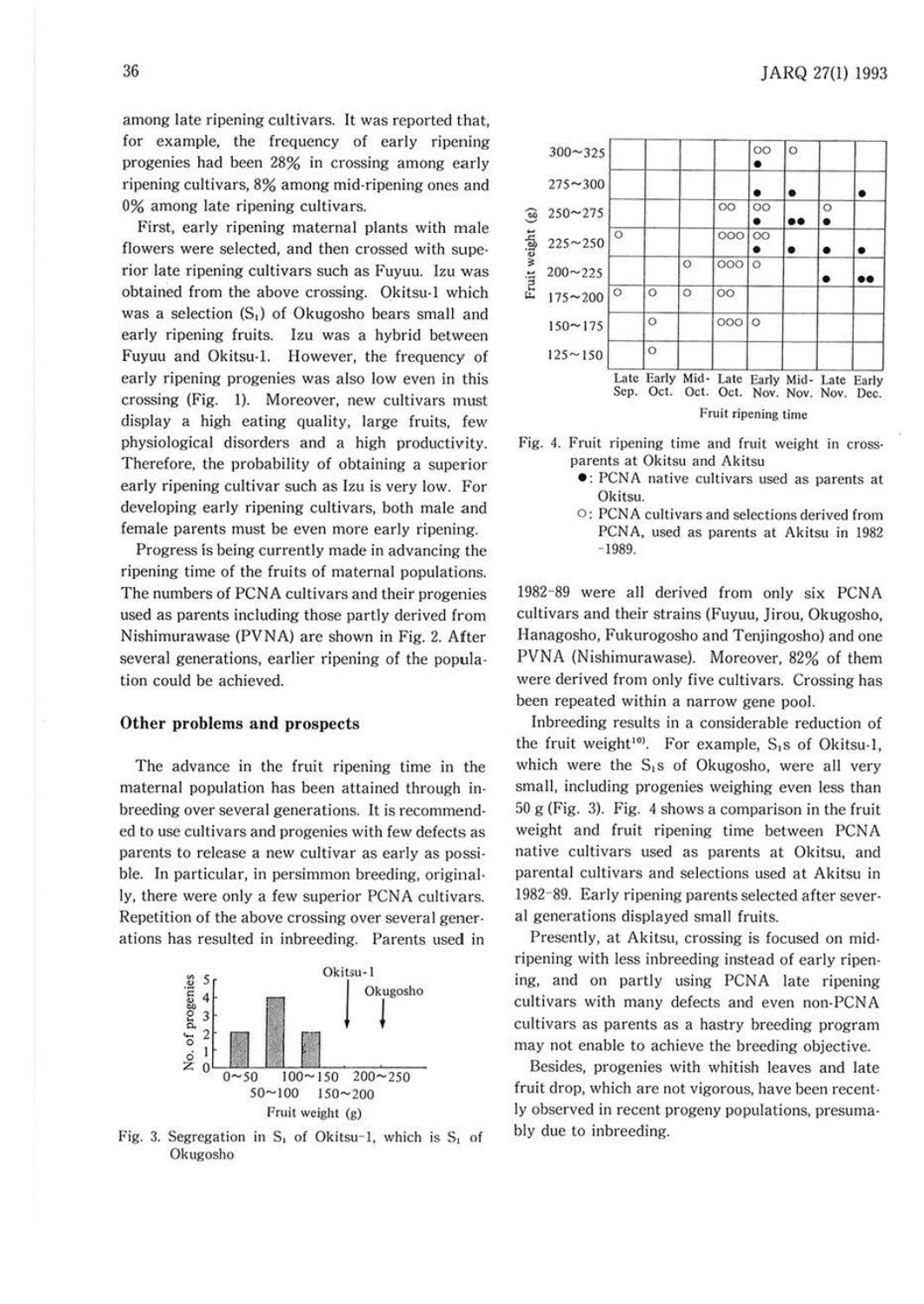among late ripening cultivars. It was reported that, for example, the frequency of early ripening progenies had been 28% in crossing among early ripening cultivars, 8% among mid-ripening ones and 0% among late ripening cultivars.

First, early ripening maternal plants with male flowers were selected, and then crossed with superior late ripening cultivars such as Fuyuu. Izu was obtained from the above crossing. Okitsu-1 which was a selection ($S_1$) of Okugosho bears small and early ripening fruits. Izu was a hybrid between Fuyuu and Okitsu-1. However, the frequency of early ripening progenies was also low even in this crossing (Fig. 1). Moreover, new cultivars must display a high eating quality, large fruits, few physiological disorders and a high productivity. Therefore, the probability of obtaining a superior early ripening cultivar such as Izu is very low. For developing early ripening cultivars, both male and female parents must be even more early ripening.

Progress is being currently made in advancing the ripening time of the fruits of maternal populations. The numbers of PCNA cultivars and their progenies used as parents including those partly derived from Nishimurawase (PVNA) are shown in Fig. 2. After several generations, earlier ripening of the population could be achieved.

## Other problems and prospects

The advance in the fruit ripening time in the maternal population has been attained through inbreeding over several generations. It is recommended to use cultivars and progenies with few defects as parents to release a new cultivar as early as possible. In particular, in persimmon breeding, originally, there were only a few superior PCNA cultivars. Repetition of the above crossing over several generations has resulted in inbreeding. Parents used in 1982–89 were all derived from only six PCNA cultivars and their strains (Fuyuu, Jirou, Okugosho, Hanagosho, Fukurogosho and Tenjingosho) and one PVNA (Nishimurawase). Moreover, 82% of them were derived from only five cultivars. Crossing has been repeated within a narrow gene pool.

Inbreeding results in a considerable reduction of the fruit weight[10]. For example, $S_1$s of Okitsu-1, which were the $S_1$s of Okugosho, were all very small, including progenies weighing even less than 50 g (Fig. 3). Fig. 4 shows a comparison in the fruit weight and fruit ripening time between PCNA native cultivars used as parents at Okitsu, and parental cultivars and selections used at Akitsu in 1982–89. Early ripening parents selected after several generations displayed small fruits.

Fig. 3. Segregation in $S_1$ of Okitsu-1, which is $S_1$ of Okugosho

| Fruit weight (g) | Late Sep. | Early Oct. | Mid-Oct. | Late Oct. | Early Nov. | Mid-Nov. | Late Nov. | Early Dec. |
|---|---|---|---|---|---|---|---|---|
| 300~325 | | | | | ○○ ● | ○ | | |
| 275~300 | | | | | ● | ● | | ● |
| 250~275 | | | | ○○ | ○○ ● | ●● | ○ ● | |
| 225~250 | ○ | | | ○○○ | ○○ ● | ● | ● | ● |
| 200~225 | | | ○ | ○○○ | ○ | | ● | ●● |
| 175~200 | ○ | ○ | ○ | ○○ | | | | |
| 150~175 | | ○ | | ○○○ | ○ | | | |
| 125~150 | | ○ | | | | | | |

Fig. 4. Fruit ripening time and fruit weight in cross-parents at Okitsu and Akitsu
●: PCNA native cultivars used as parents at Okitsu.
○: PCNA cultivars and selections derived from PCNA, used as parents at Akitsu in 1982–1989.

Presently, at Akitsu, crossing is focused on mid-ripening with less inbreeding instead of early ripening, and on partly using PCNA late ripening cultivars with many defects and even non-PCNA cultivars as parents as a hastry breeding program may not enable to achieve the breeding objective.

Besides, progenies with whitish leaves and late fruit drop, which are not vigorous, have been recently observed in recent progeny populations, presumably due to inbreeding.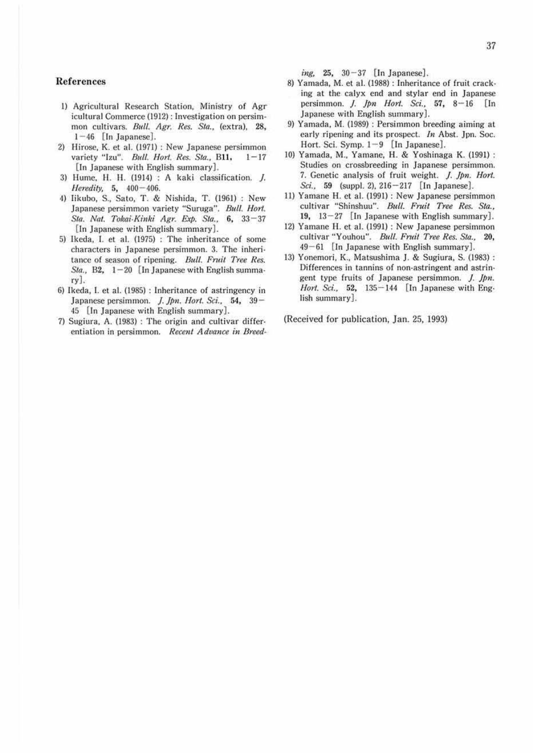## References

1) Agricultural Research Station, Ministry of Agr icultural Commerce (1912) : Investigation on persimmon cultivars. *Bull. Agr. Res. Sta.*, (extra), **28**, 1−46 [In Japanese].
2) Hirose, K. et al. (1971) : New Japanese persimmon variety "Izu". *Bull. Hort. Res. Sta.*, **B11**, 1−17 [In Japanese with English summary].
3) Hume, H. H. (1914) : A kaki classification. *J. Heredity*, **5**, 400−406.
4) Iikubo, S., Sato, T. & Nishida, T. (1961) : New Japanese persimmon variety "Suruga". *Bull. Hort. Sta. Nat. Tokai-Kinki Agr. Exp. Sta.*, **6**, 33−37 [In Japanese with English summary].
5) Ikeda, I. et al. (1975) : The inheritance of some characters in Japanese persimmon. 3. The inheritance of season of ripening. *Bull. Fruit Tree Res. Sta.*, B2, 1−20 [In Japanese with English summary].
6) Ikeda, I. et al. (1985) : Inheritance of astringency in Japanese persimmon. *J. Jpn. Hort. Sci.*, **54**, 39−45 [In Japanese with English summary].
7) Sugiura, A. (1983) : The origin and cultivar differentiation in persimmon. *Recent Advance in Breeding*, **25**, 30−37 [In Japanese].
8) Yamada, M. et al. (1988) : Inheritance of fruit cracking at the calyx end and stylar end in Japanese persimmon. *J. Jpn Hort. Sci.*, **57**, 8−16 [In Japanese with English summary].
9) Yamada, M. (1989) : Persimmon breeding aiming at early ripening and its prospect. *In* Abst. Jpn. Soc. Hort. Sci. Symp. 1−9 [In Japanese].
10) Yamada, M., Yamane, H. & Yoshinaga K. (1991) : Studies on crossbreeding in Japanese persimmon. 7. Genetic analysis of fruit weight. *J. Jpn. Hort. Sci.*, **59** (suppl. 2), 216−217 [In Japanese].
11) Yamane H. et al. (1991) : New Japanese persimmon cultivar "Shinshuu". *Bull. Fruit Tree Res. Sta.*, **19**, 13−27 [In Japanese with English summary].
12) Yamane H. et al. (1991) : New Japanese persimmon cultivar "Youhou". *Bull. Fruit Tree Res. Sta.*, **20**, 49−61 [In Japanese with English summary].
13) Yonemori, K., Matsushima J. & Sugiura, S. (1983) : Differences in tannins of non-astringent and astringent type fruits of Japanese persimmon. *J. Jpn. Hort. Sci.*, **52**, 135−144 [In Japanese with English summary].

(Received for publication, Jan. 25, 1993)